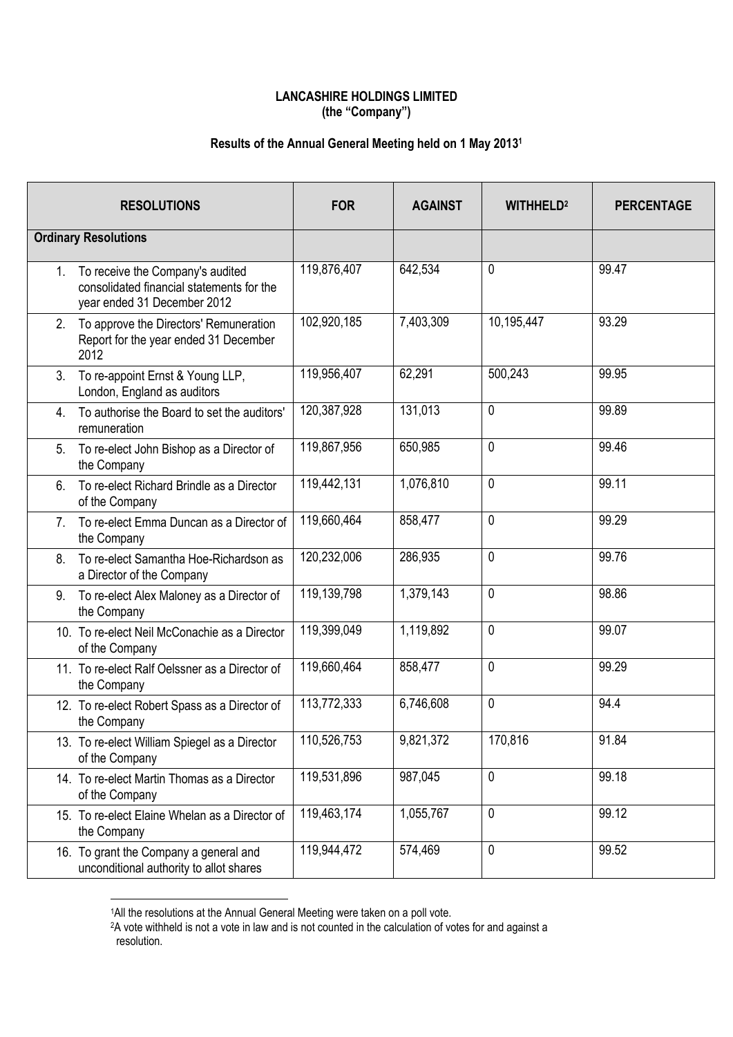**LANCASHIRE HOLDINGS LIMITED**
**(the "Company")**

**Results of the Annual General Meeting held on 1 May 2013[1]**

| RESOLUTIONS | FOR | AGAINST | WITHHELD[2] | PERCENTAGE |
|---|---|---|---|---|
| **Ordinary Resolutions** | | | | |
| 1. To receive the Company's audited consolidated financial statements for the year ended 31 December 2012 | 119,876,407 | 642,534 | 0 | 99.47 |
| 2. To approve the Directors' Remuneration Report for the year ended 31 December 2012 | 102,920,185 | 7,403,309 | 10,195,447 | 93.29 |
| 3. To re-appoint Ernst & Young LLP, London, England as auditors | 119,956,407 | 62,291 | 500,243 | 99.95 |
| 4. To authorise the Board to set the auditors' remuneration | 120,387,928 | 131,013 | 0 | 99.89 |
| 5. To re-elect John Bishop as a Director of the Company | 119,867,956 | 650,985 | 0 | 99.46 |
| 6. To re-elect Richard Brindle as a Director of the Company | 119,442,131 | 1,076,810 | 0 | 99.11 |
| 7. To re-elect Emma Duncan as a Director of the Company | 119,660,464 | 858,477 | 0 | 99.29 |
| 8. To re-elect Samantha Hoe-Richardson as a Director of the Company | 120,232,006 | 286,935 | 0 | 99.76 |
| 9. To re-elect Alex Maloney as a Director of the Company | 119,139,798 | 1,379,143 | 0 | 98.86 |
| 10. To re-elect Neil McConachie as a Director of the Company | 119,399,049 | 1,119,892 | 0 | 99.07 |
| 11. To re-elect Ralf Oelssner as a Director of the Company | 119,660,464 | 858,477 | 0 | 99.29 |
| 12. To re-elect Robert Spass as a Director of the Company | 113,772,333 | 6,746,608 | 0 | 94.4 |
| 13. To re-elect William Spiegel as a Director of the Company | 110,526,753 | 9,821,372 | 170,816 | 91.84 |
| 14. To re-elect Martin Thomas as a Director of the Company | 119,531,896 | 987,045 | 0 | 99.18 |
| 15. To re-elect Elaine Whelan as a Director of the Company | 119,463,174 | 1,055,767 | 0 | 99.12 |
| 16. To grant the Company a general and unconditional authority to allot shares | 119,944,472 | 574,469 | 0 | 99.52 |

[1] All the resolutions at the Annual General Meeting were taken on a poll vote.

[2] A vote withheld is not a vote in law and is not counted in the calculation of votes for and against a resolution.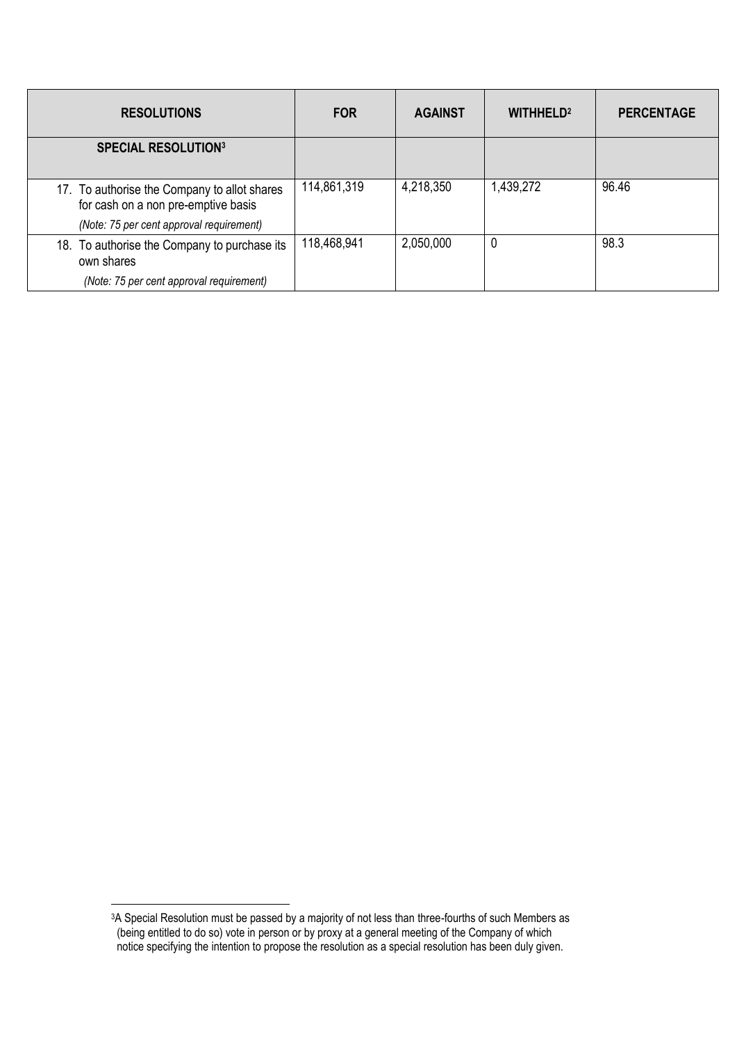| RESOLUTIONS | FOR | AGAINST | WITHHELD[2] | PERCENTAGE |
|---|---|---|---|---|
| **SPECIAL RESOLUTION[3]** | | | | |
| 17. To authorise the Company to allot shares for cash on a non pre-emptive basis *(Note: 75 per cent approval requirement)* | 114,861,319 | 4,218,350 | 1,439,272 | 96.46 |
| 18. To authorise the Company to purchase its own shares *(Note: 75 per cent approval requirement)* | 118,468,941 | 2,050,000 | 0 | 98.3 |

[3]A Special Resolution must be passed by a majority of not less than three-fourths of such Members as (being entitled to do so) vote in person or by proxy at a general meeting of the Company of which notice specifying the intention to propose the resolution as a special resolution has been duly given.